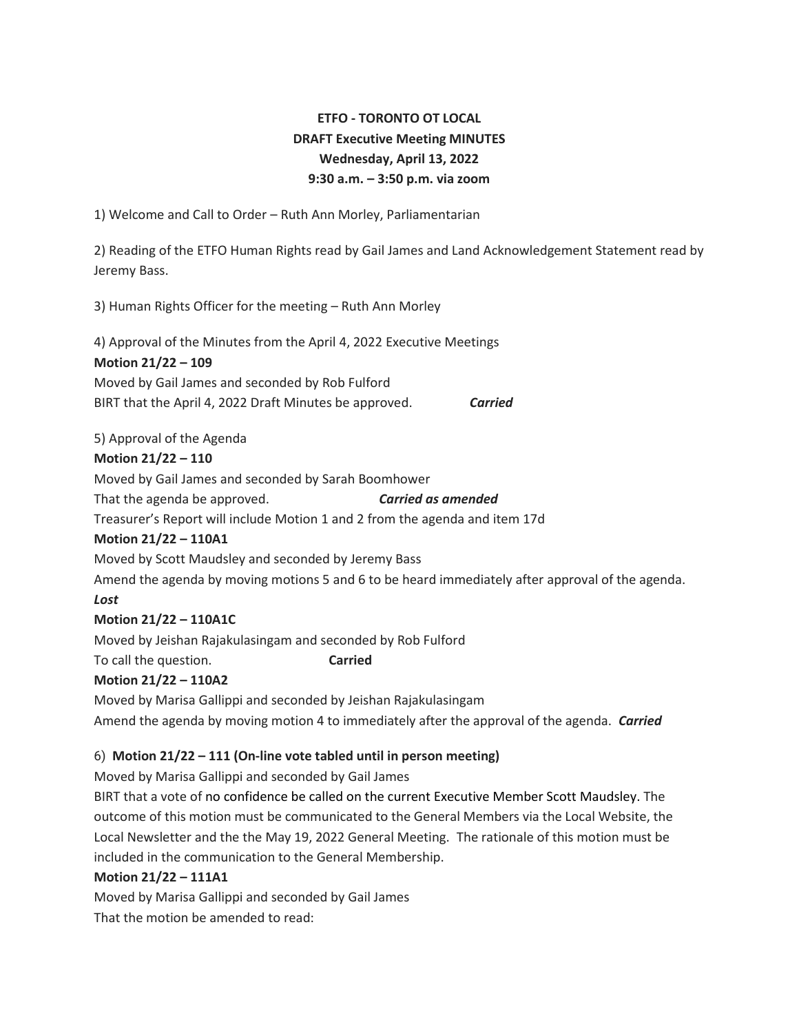**ETFO - TORONTO OT LOCAL**
**DRAFT Executive Meeting MINUTES**
**Wednesday, April 13, 2022**
**9:30 a.m. – 3:50 p.m. via zoom**

1) Welcome and Call to Order – Ruth Ann Morley, Parliamentarian

2) Reading of the ETFO Human Rights read by Gail James and Land Acknowledgement Statement read by Jeremy Bass.

3) Human Rights Officer for the meeting – Ruth Ann Morley

4) Approval of the Minutes from the April 4, 2022 Executive Meetings

**Motion 21/22 – 109**
Moved by Gail James and seconded by Rob Fulford
BIRT that the April 4, 2022 Draft Minutes be approved. ***Carried***

5) Approval of the Agenda

**Motion 21/22 – 110**
Moved by Gail James and seconded by Sarah Boomhower
That the agenda be approved. ***Carried as amended***
Treasurer's Report will include Motion 1 and 2 from the agenda and item 17d

**Motion 21/22 – 110A1**
Moved by Scott Maudsley and seconded by Jeremy Bass
Amend the agenda by moving motions 5 and 6 to be heard immediately after approval of the agenda.
***Lost***

**Motion 21/22 – 110A1C**
Moved by Jeishan Rajakulasingam and seconded by Rob Fulford
To call the question. **Carried**

**Motion 21/22 – 110A2**
Moved by Marisa Gallippi and seconded by Jeishan Rajakulasingam
Amend the agenda by moving motion 4 to immediately after the approval of the agenda. ***Carried***

6) **Motion 21/22 – 111 (On-line vote tabled until in person meeting)**
Moved by Marisa Gallippi and seconded by Gail James
BIRT that a vote of no confidence be called on the current Executive Member Scott Maudsley. The outcome of this motion must be communicated to the General Members via the Local Website, the Local Newsletter and the the May 19, 2022 General Meeting. The rationale of this motion must be included in the communication to the General Membership.

**Motion 21/22 – 111A1**
Moved by Marisa Gallippi and seconded by Gail James
That the motion be amended to read: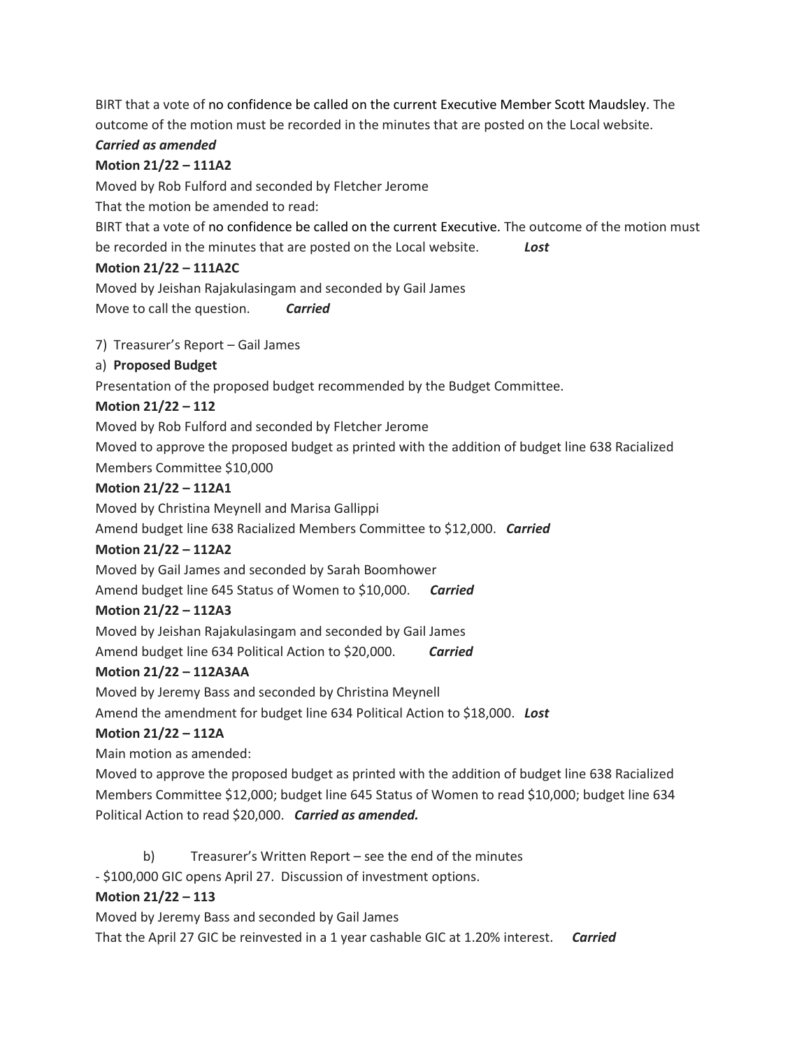BIRT that a vote of no confidence be called on the current Executive Member Scott Maudsley. The outcome of the motion must be recorded in the minutes that are posted on the Local website.

***Carried as amended***

**Motion 21/22 – 111A2**

Moved by Rob Fulford and seconded by Fletcher Jerome

That the motion be amended to read:

BIRT that a vote of no confidence be called on the current Executive. The outcome of the motion must be recorded in the minutes that are posted on the Local website. ***Lost***

**Motion 21/22 – 111A2C**

Moved by Jeishan Rajakulasingam and seconded by Gail James

Move to call the question. ***Carried***

7) Treasurer's Report – Gail James

a) **Proposed Budget**

Presentation of the proposed budget recommended by the Budget Committee.

**Motion 21/22 – 112**

Moved by Rob Fulford and seconded by Fletcher Jerome

Moved to approve the proposed budget as printed with the addition of budget line 638 Racialized Members Committee $10,000

**Motion 21/22 – 112A1**

Moved by Christina Meynell and Marisa Gallippi

Amend budget line 638 Racialized Members Committee to $12,000. ***Carried***

**Motion 21/22 – 112A2**

Moved by Gail James and seconded by Sarah Boomhower

Amend budget line 645 Status of Women to $10,000. ***Carried***

**Motion 21/22 – 112A3**

Moved by Jeishan Rajakulasingam and seconded by Gail James

Amend budget line 634 Political Action to $20,000. ***Carried***

**Motion 21/22 – 112A3AA**

Moved by Jeremy Bass and seconded by Christina Meynell

Amend the amendment for budget line 634 Political Action to $18,000. ***Lost***

**Motion 21/22 – 112A**

Main motion as amended:

Moved to approve the proposed budget as printed with the addition of budget line 638 Racialized Members Committee $12,000; budget line 645 Status of Women to read $10,000; budget line 634 Political Action to read $20,000. ***Carried as amended.***

b) Treasurer's Written Report – see the end of the minutes

- $100,000 GIC opens April 27. Discussion of investment options.

**Motion 21/22 – 113**

Moved by Jeremy Bass and seconded by Gail James

That the April 27 GIC be reinvested in a 1 year cashable GIC at 1.20% interest. ***Carried***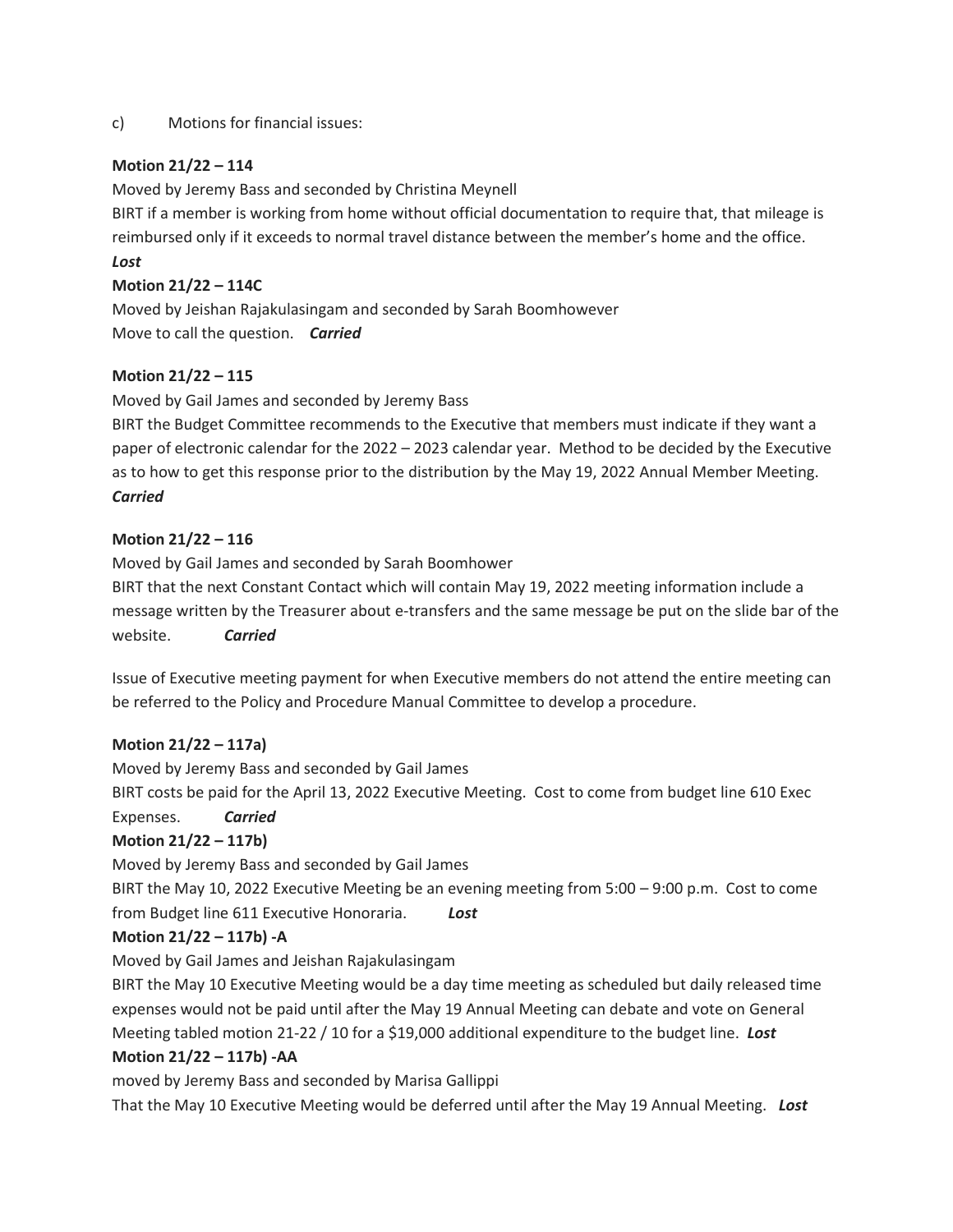c) Motions for financial issues:

**Motion 21/22 – 114**

Moved by Jeremy Bass and seconded by Christina Meynell

BIRT if a member is working from home without official documentation to require that, that mileage is reimbursed only if it exceeds to normal travel distance between the member's home and the office.

***Lost***

**Motion 21/22 – 114C**

Moved by Jeishan Rajakulasingam and seconded by Sarah Boomhowever

Move to call the question. ***Carried***

**Motion 21/22 – 115**

Moved by Gail James and seconded by Jeremy Bass

BIRT the Budget Committee recommends to the Executive that members must indicate if they want a paper of electronic calendar for the 2022 – 2023 calendar year. Method to be decided by the Executive as to how to get this response prior to the distribution by the May 19, 2022 Annual Member Meeting.

***Carried***

**Motion 21/22 – 116**

Moved by Gail James and seconded by Sarah Boomhower

BIRT that the next Constant Contact which will contain May 19, 2022 meeting information include a message written by the Treasurer about e-transfers and the same message be put on the slide bar of the website. ***Carried***

Issue of Executive meeting payment for when Executive members do not attend the entire meeting can be referred to the Policy and Procedure Manual Committee to develop a procedure.

**Motion 21/22 – 117a)**

Moved by Jeremy Bass and seconded by Gail James

BIRT costs be paid for the April 13, 2022 Executive Meeting. Cost to come from budget line 610 Exec Expenses. ***Carried***

**Motion 21/22 – 117b)**

Moved by Jeremy Bass and seconded by Gail James

BIRT the May 10, 2022 Executive Meeting be an evening meeting from 5:00 – 9:00 p.m. Cost to come from Budget line 611 Executive Honoraria. ***Lost***

**Motion 21/22 – 117b) -A**

Moved by Gail James and Jeishan Rajakulasingam

BIRT the May 10 Executive Meeting would be a day time meeting as scheduled but daily released time expenses would not be paid until after the May 19 Annual Meeting can debate and vote on General Meeting tabled motion 21-22 / 10 for a $19,000 additional expenditure to the budget line. ***Lost***

**Motion 21/22 – 117b) -AA**

moved by Jeremy Bass and seconded by Marisa Gallippi

That the May 10 Executive Meeting would be deferred until after the May 19 Annual Meeting. ***Lost***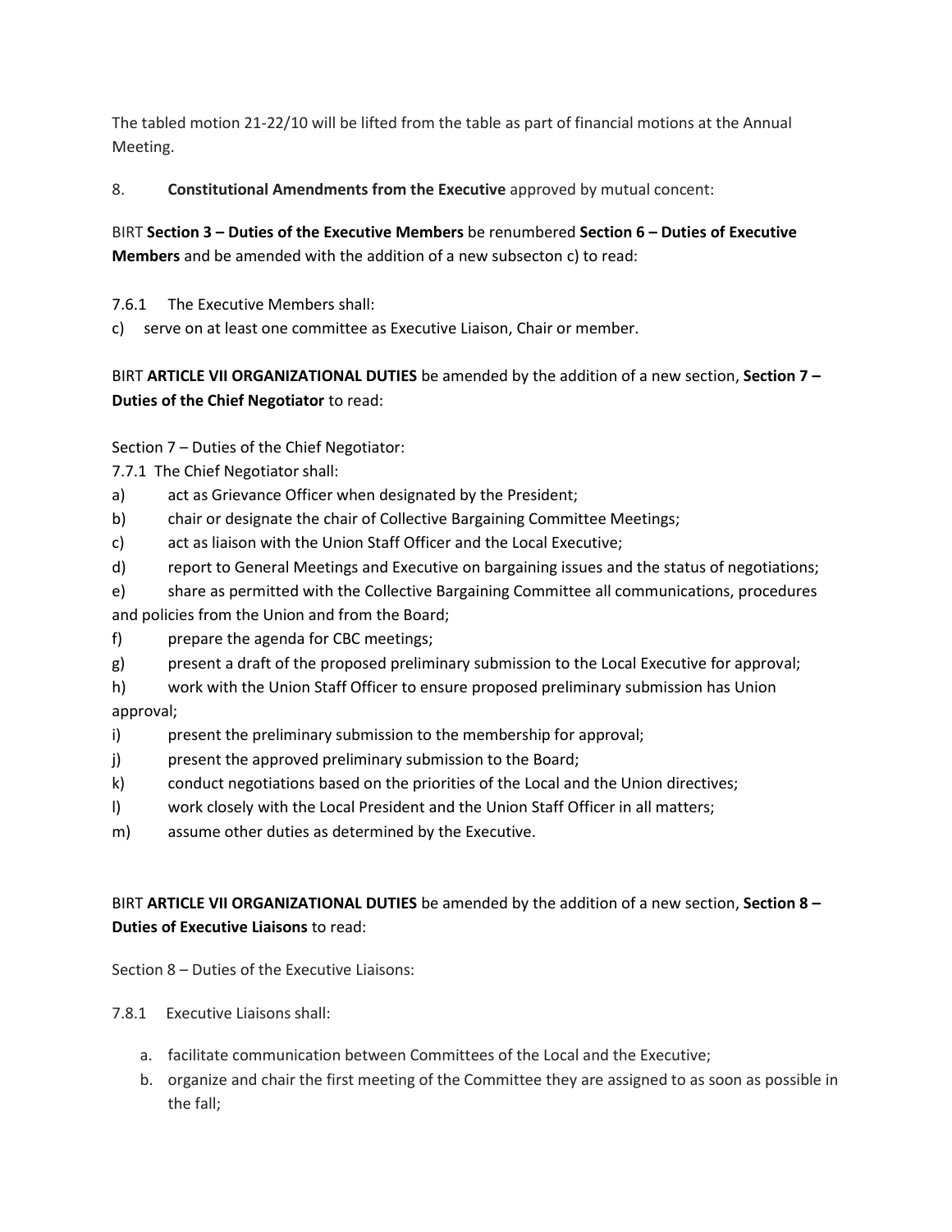The tabled motion 21-22/10 will be lifted from the table as part of financial motions at the Annual Meeting.

8. **Constitutional Amendments from the Executive** approved by mutual concent:

BIRT **Section 3 – Duties of the Executive Members** be renumbered **Section 6 – Duties of Executive Members** and be amended with the addition of a new subsecton c) to read:

7.6.1 The Executive Members shall:

c) serve on at least one committee as Executive Liaison, Chair or member.

BIRT **ARTICLE VII ORGANIZATIONAL DUTIES** be amended by the addition of a new section, **Section 7 – Duties of the Chief Negotiator** to read:

Section 7 – Duties of the Chief Negotiator:

7.7.1 The Chief Negotiator shall:

a) act as Grievance Officer when designated by the President;
b) chair or designate the chair of Collective Bargaining Committee Meetings;
c) act as liaison with the Union Staff Officer and the Local Executive;
d) report to General Meetings and Executive on bargaining issues and the status of negotiations;
e) share as permitted with the Collective Bargaining Committee all communications, procedures and policies from the Union and from the Board;
f) prepare the agenda for CBC meetings;
g) present a draft of the proposed preliminary submission to the Local Executive for approval;
h) work with the Union Staff Officer to ensure proposed preliminary submission has Union approval;
i) present the preliminary submission to the membership for approval;
j) present the approved preliminary submission to the Board;
k) conduct negotiations based on the priorities of the Local and the Union directives;
l) work closely with the Local President and the Union Staff Officer in all matters;
m) assume other duties as determined by the Executive.

BIRT **ARTICLE VII ORGANIZATIONAL DUTIES** be amended by the addition of a new section, **Section 8 – Duties of Executive Liaisons** to read:

Section 8 – Duties of the Executive Liaisons:

7.8.1 Executive Liaisons shall:

a. facilitate communication between Committees of the Local and the Executive;
b. organize and chair the first meeting of the Committee they are assigned to as soon as possible in the fall;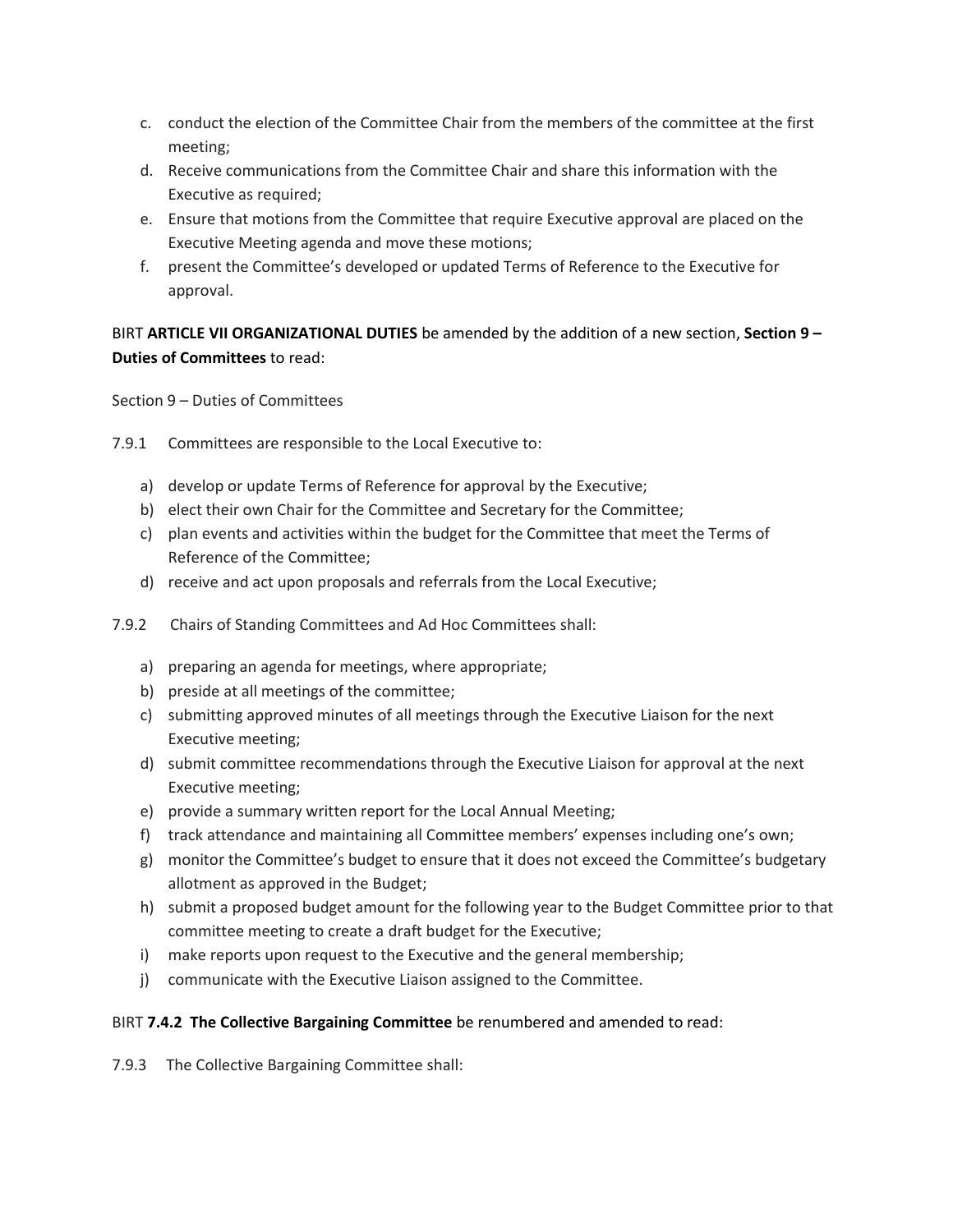c. conduct the election of the Committee Chair from the members of the committee at the first meeting;
d. Receive communications from the Committee Chair and share this information with the Executive as required;
e. Ensure that motions from the Committee that require Executive approval are placed on the Executive Meeting agenda and move these motions;
f. present the Committee's developed or updated Terms of Reference to the Executive for approval.

BIRT **ARTICLE VII ORGANIZATIONAL DUTIES** be amended by the addition of a new section, **Section 9 – Duties of Committees** to read:

Section 9 – Duties of Committees

7.9.1 Committees are responsible to the Local Executive to:

a) develop or update Terms of Reference for approval by the Executive;
b) elect their own Chair for the Committee and Secretary for the Committee;
c) plan events and activities within the budget for the Committee that meet the Terms of Reference of the Committee;
d) receive and act upon proposals and referrals from the Local Executive;

7.9.2 Chairs of Standing Committees and Ad Hoc Committees shall:

a) preparing an agenda for meetings, where appropriate;
b) preside at all meetings of the committee;
c) submitting approved minutes of all meetings through the Executive Liaison for the next Executive meeting;
d) submit committee recommendations through the Executive Liaison for approval at the next Executive meeting;
e) provide a summary written report for the Local Annual Meeting;
f) track attendance and maintaining all Committee members' expenses including one's own;
g) monitor the Committee's budget to ensure that it does not exceed the Committee's budgetary allotment as approved in the Budget;
h) submit a proposed budget amount for the following year to the Budget Committee prior to that committee meeting to create a draft budget for the Executive;
i) make reports upon request to the Executive and the general membership;
j) communicate with the Executive Liaison assigned to the Committee.

BIRT **7.4.2 The Collective Bargaining Committee** be renumbered and amended to read:

7.9.3 The Collective Bargaining Committee shall: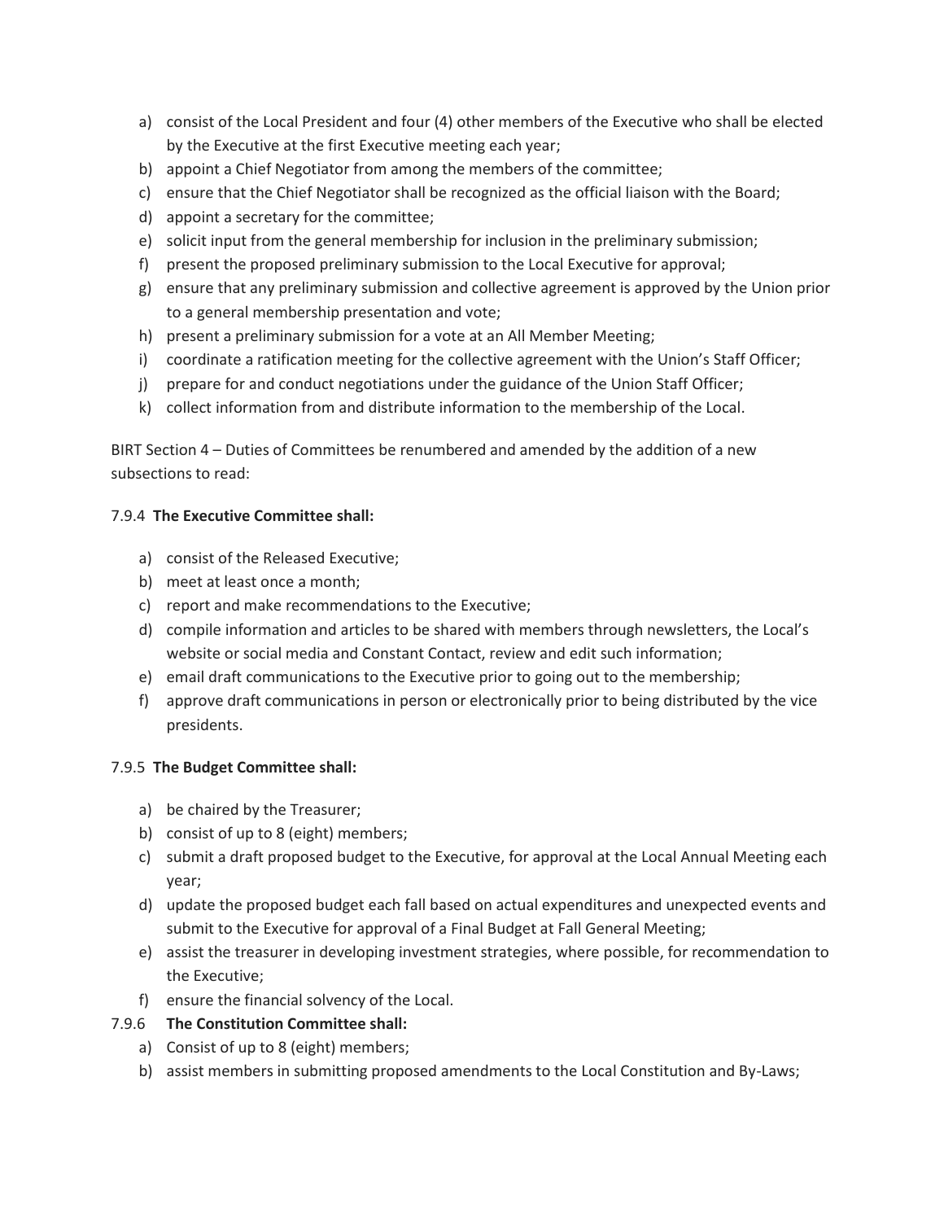a) consist of the Local President and four (4) other members of the Executive who shall be elected by the Executive at the first Executive meeting each year;
b) appoint a Chief Negotiator from among the members of the committee;
c) ensure that the Chief Negotiator shall be recognized as the official liaison with the Board;
d) appoint a secretary for the committee;
e) solicit input from the general membership for inclusion in the preliminary submission;
f) present the proposed preliminary submission to the Local Executive for approval;
g) ensure that any preliminary submission and collective agreement is approved by the Union prior to a general membership presentation and vote;
h) present a preliminary submission for a vote at an All Member Meeting;
i) coordinate a ratification meeting for the collective agreement with the Union's Staff Officer;
j) prepare for and conduct negotiations under the guidance of the Union Staff Officer;
k) collect information from and distribute information to the membership of the Local.

BIRT Section 4 – Duties of Committees be renumbered and amended by the addition of a new subsections to read:

7.9.4 **The Executive Committee shall:**

a) consist of the Released Executive;
b) meet at least once a month;
c) report and make recommendations to the Executive;
d) compile information and articles to be shared with members through newsletters, the Local's website or social media and Constant Contact, review and edit such information;
e) email draft communications to the Executive prior to going out to the membership;
f) approve draft communications in person or electronically prior to being distributed by the vice presidents.

7.9.5 **The Budget Committee shall:**

a) be chaired by the Treasurer;
b) consist of up to 8 (eight) members;
c) submit a draft proposed budget to the Executive, for approval at the Local Annual Meeting each year;
d) update the proposed budget each fall based on actual expenditures and unexpected events and submit to the Executive for approval of a Final Budget at Fall General Meeting;
e) assist the treasurer in developing investment strategies, where possible, for recommendation to the Executive;
f) ensure the financial solvency of the Local.

7.9.6 **The Constitution Committee shall:**

a) Consist of up to 8 (eight) members;
b) assist members in submitting proposed amendments to the Local Constitution and By-Laws;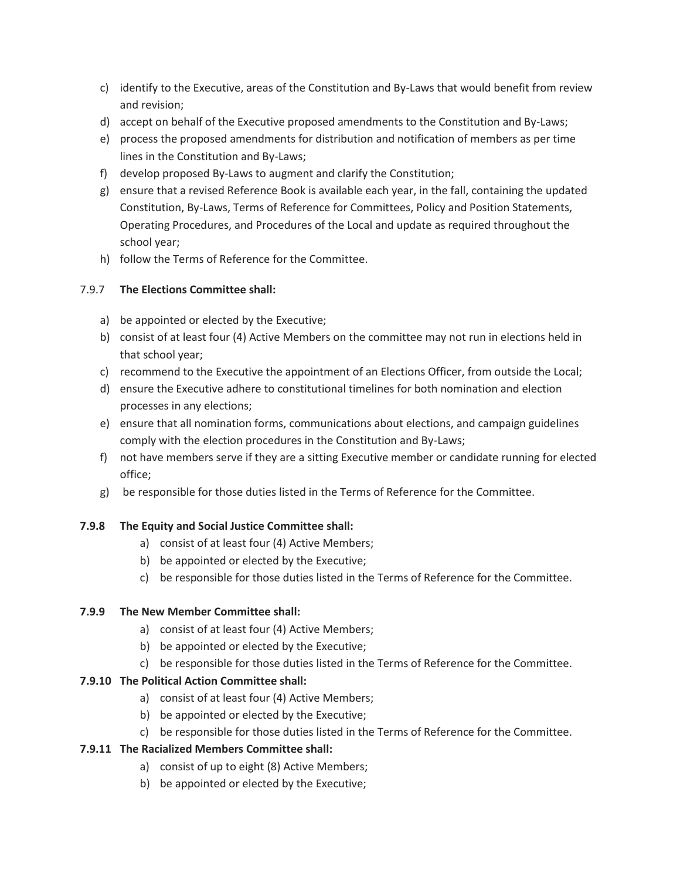c) identify to the Executive, areas of the Constitution and By-Laws that would benefit from review and revision;
d) accept on behalf of the Executive proposed amendments to the Constitution and By-Laws;
e) process the proposed amendments for distribution and notification of members as per time lines in the Constitution and By-Laws;
f) develop proposed By-Laws to augment and clarify the Constitution;
g) ensure that a revised Reference Book is available each year, in the fall, containing the updated Constitution, By-Laws, Terms of Reference for Committees, Policy and Position Statements, Operating Procedures, and Procedures of the Local and update as required throughout the school year;
h) follow the Terms of Reference for the Committee.

7.9.7 **The Elections Committee shall:**

a) be appointed or elected by the Executive;
b) consist of at least four (4) Active Members on the committee may not run in elections held in that school year;
c) recommend to the Executive the appointment of an Elections Officer, from outside the Local;
d) ensure the Executive adhere to constitutional timelines for both nomination and election processes in any elections;
e) ensure that all nomination forms, communications about elections, and campaign guidelines comply with the election procedures in the Constitution and By-Laws;
f) not have members serve if they are a sitting Executive member or candidate running for elected office;
g) be responsible for those duties listed in the Terms of Reference for the Committee.

**7.9.8 The Equity and Social Justice Committee shall:**

a) consist of at least four (4) Active Members;
b) be appointed or elected by the Executive;
c) be responsible for those duties listed in the Terms of Reference for the Committee.

**7.9.9 The New Member Committee shall:**

a) consist of at least four (4) Active Members;
b) be appointed or elected by the Executive;
c) be responsible for those duties listed in the Terms of Reference for the Committee.

**7.9.10 The Political Action Committee shall:**

a) consist of at least four (4) Active Members;
b) be appointed or elected by the Executive;
c) be responsible for those duties listed in the Terms of Reference for the Committee.

**7.9.11 The Racialized Members Committee shall:**

a) consist of up to eight (8) Active Members;
b) be appointed or elected by the Executive;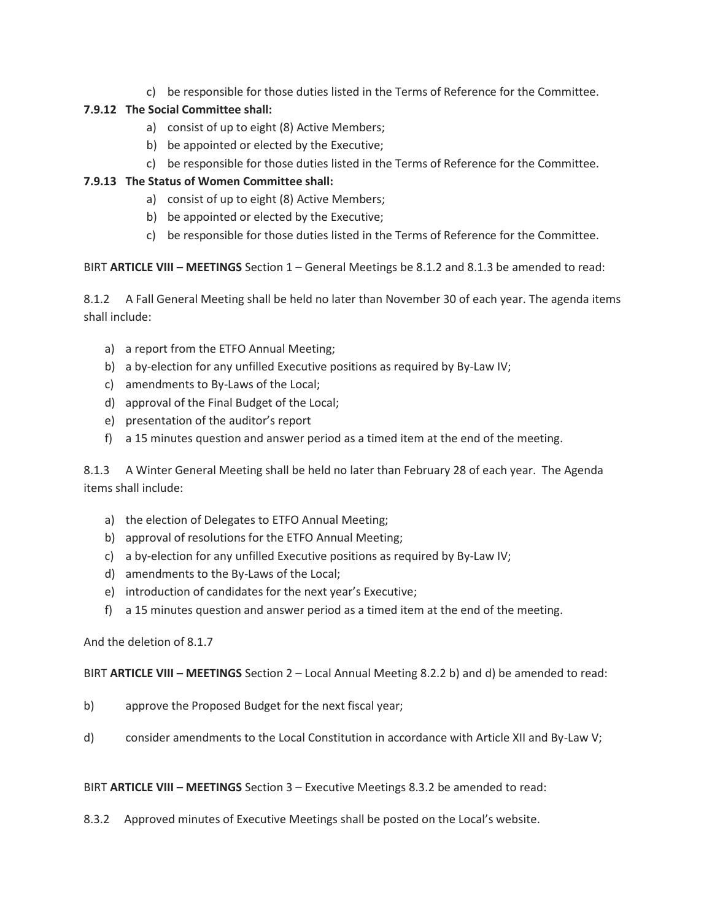c) be responsible for those duties listed in the Terms of Reference for the Committee.

**7.9.12 The Social Committee shall:**

a) consist of up to eight (8) Active Members;

b) be appointed or elected by the Executive;

c) be responsible for those duties listed in the Terms of Reference for the Committee.

**7.9.13 The Status of Women Committee shall:**

a) consist of up to eight (8) Active Members;

b) be appointed or elected by the Executive;

c) be responsible for those duties listed in the Terms of Reference for the Committee.

BIRT **ARTICLE VIII – MEETINGS** Section 1 – General Meetings be 8.1.2 and 8.1.3 be amended to read:

8.1.2 A Fall General Meeting shall be held no later than November 30 of each year. The agenda items shall include:

a) a report from the ETFO Annual Meeting;

b) a by-election for any unfilled Executive positions as required by By-Law IV;

c) amendments to By-Laws of the Local;

d) approval of the Final Budget of the Local;

e) presentation of the auditor's report

f) a 15 minutes question and answer period as a timed item at the end of the meeting.

8.1.3 A Winter General Meeting shall be held no later than February 28 of each year. The Agenda items shall include:

a) the election of Delegates to ETFO Annual Meeting;

b) approval of resolutions for the ETFO Annual Meeting;

c) a by-election for any unfilled Executive positions as required by By-Law IV;

d) amendments to the By-Laws of the Local;

e) introduction of candidates for the next year's Executive;

f) a 15 minutes question and answer period as a timed item at the end of the meeting.

And the deletion of 8.1.7

BIRT **ARTICLE VIII – MEETINGS** Section 2 – Local Annual Meeting 8.2.2 b) and d) be amended to read:

b) approve the Proposed Budget for the next fiscal year;

d) consider amendments to the Local Constitution in accordance with Article XII and By-Law V;

BIRT **ARTICLE VIII – MEETINGS** Section 3 – Executive Meetings 8.3.2 be amended to read:

8.3.2 Approved minutes of Executive Meetings shall be posted on the Local's website.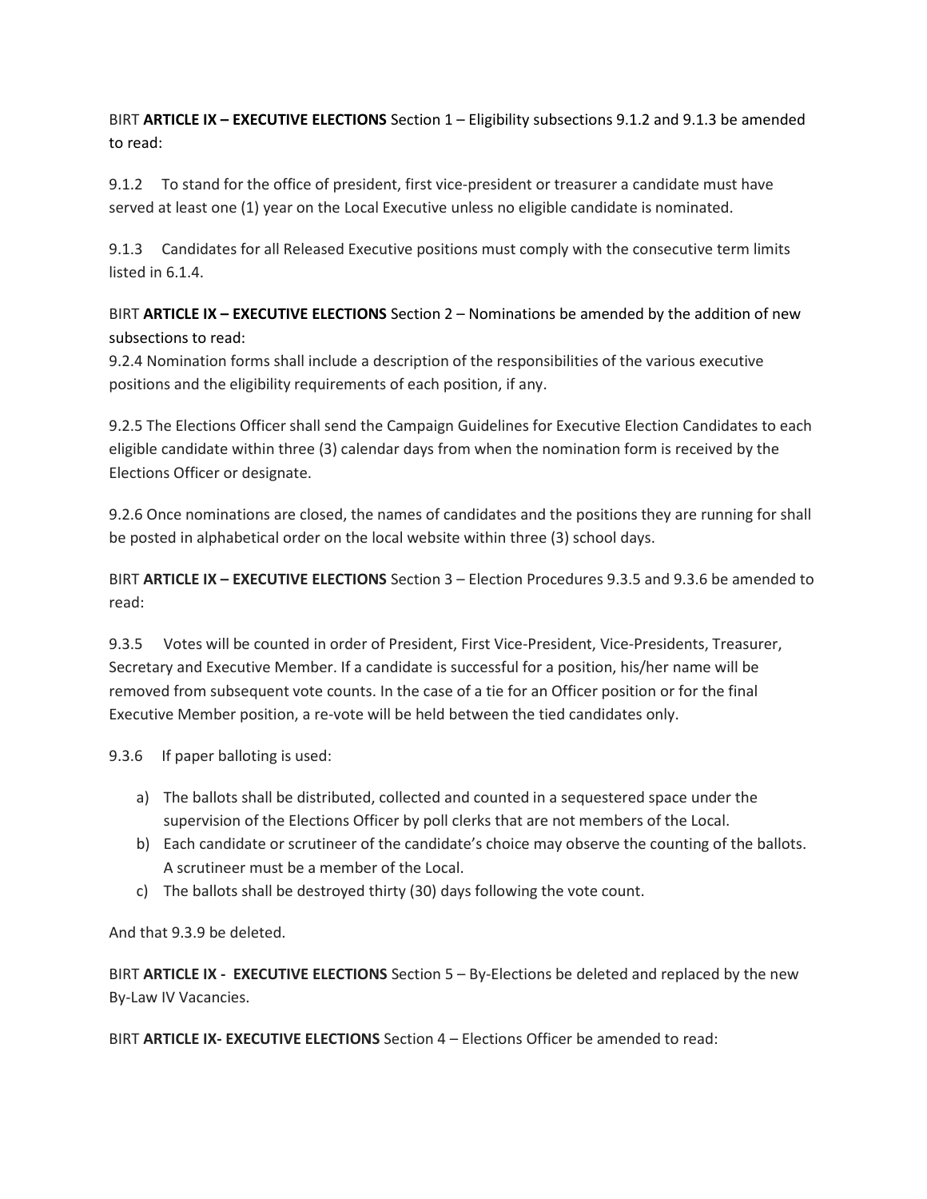BIRT **ARTICLE IX – EXECUTIVE ELECTIONS** Section 1 – Eligibility subsections 9.1.2 and 9.1.3 be amended to read:

9.1.2 To stand for the office of president, first vice-president or treasurer a candidate must have served at least one (1) year on the Local Executive unless no eligible candidate is nominated.

9.1.3 Candidates for all Released Executive positions must comply with the consecutive term limits listed in 6.1.4.

BIRT **ARTICLE IX – EXECUTIVE ELECTIONS** Section 2 – Nominations be amended by the addition of new subsections to read:

9.2.4 Nomination forms shall include a description of the responsibilities of the various executive positions and the eligibility requirements of each position, if any.

9.2.5 The Elections Officer shall send the Campaign Guidelines for Executive Election Candidates to each eligible candidate within three (3) calendar days from when the nomination form is received by the Elections Officer or designate.

9.2.6 Once nominations are closed, the names of candidates and the positions they are running for shall be posted in alphabetical order on the local website within three (3) school days.

BIRT **ARTICLE IX – EXECUTIVE ELECTIONS** Section 3 – Election Procedures 9.3.5 and 9.3.6 be amended to read:

9.3.5 Votes will be counted in order of President, First Vice-President, Vice-Presidents, Treasurer, Secretary and Executive Member. If a candidate is successful for a position, his/her name will be removed from subsequent vote counts. In the case of a tie for an Officer position or for the final Executive Member position, a re-vote will be held between the tied candidates only.

9.3.6 If paper balloting is used:

a) The ballots shall be distributed, collected and counted in a sequestered space under the supervision of the Elections Officer by poll clerks that are not members of the Local.
b) Each candidate or scrutineer of the candidate's choice may observe the counting of the ballots. A scrutineer must be a member of the Local.
c) The ballots shall be destroyed thirty (30) days following the vote count.

And that 9.3.9 be deleted.

BIRT **ARTICLE IX - EXECUTIVE ELECTIONS** Section 5 – By-Elections be deleted and replaced by the new By-Law IV Vacancies.

BIRT **ARTICLE IX- EXECUTIVE ELECTIONS** Section 4 – Elections Officer be amended to read: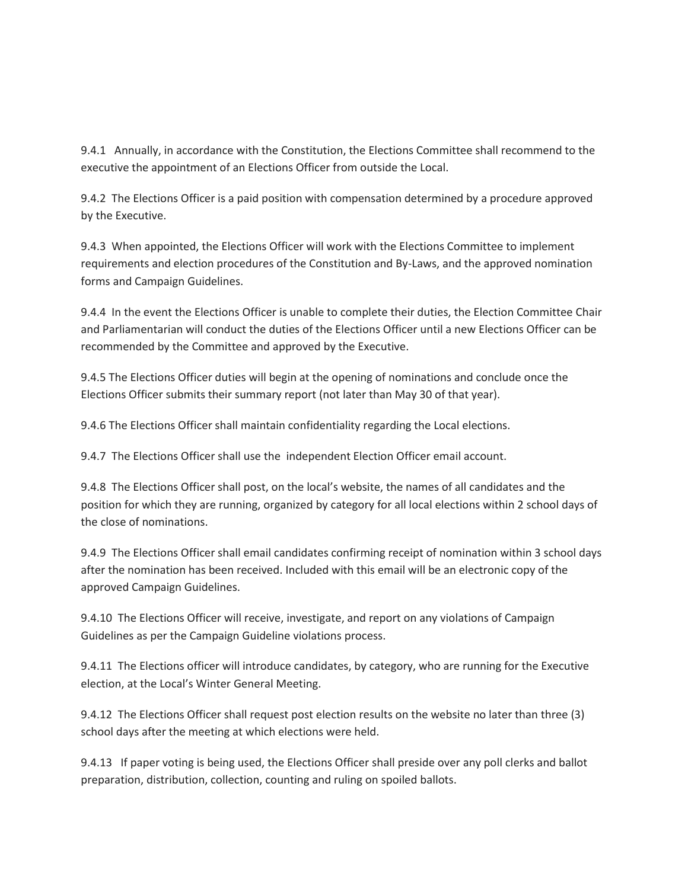9.4.1 Annually, in accordance with the Constitution, the Elections Committee shall recommend to the executive the appointment of an Elections Officer from outside the Local.

9.4.2 The Elections Officer is a paid position with compensation determined by a procedure approved by the Executive.

9.4.3 When appointed, the Elections Officer will work with the Elections Committee to implement requirements and election procedures of the Constitution and By-Laws, and the approved nomination forms and Campaign Guidelines.

9.4.4 In the event the Elections Officer is unable to complete their duties, the Election Committee Chair and Parliamentarian will conduct the duties of the Elections Officer until a new Elections Officer can be recommended by the Committee and approved by the Executive.

9.4.5 The Elections Officer duties will begin at the opening of nominations and conclude once the Elections Officer submits their summary report (not later than May 30 of that year).

9.4.6 The Elections Officer shall maintain confidentiality regarding the Local elections.

9.4.7 The Elections Officer shall use the independent Election Officer email account.

9.4.8 The Elections Officer shall post, on the local's website, the names of all candidates and the position for which they are running, organized by category for all local elections within 2 school days of the close of nominations.

9.4.9 The Elections Officer shall email candidates confirming receipt of nomination within 3 school days after the nomination has been received. Included with this email will be an electronic copy of the approved Campaign Guidelines.

9.4.10 The Elections Officer will receive, investigate, and report on any violations of Campaign Guidelines as per the Campaign Guideline violations process.

9.4.11 The Elections officer will introduce candidates, by category, who are running for the Executive election, at the Local's Winter General Meeting.

9.4.12 The Elections Officer shall request post election results on the website no later than three (3) school days after the meeting at which elections were held.

9.4.13 If paper voting is being used, the Elections Officer shall preside over any poll clerks and ballot preparation, distribution, collection, counting and ruling on spoiled ballots.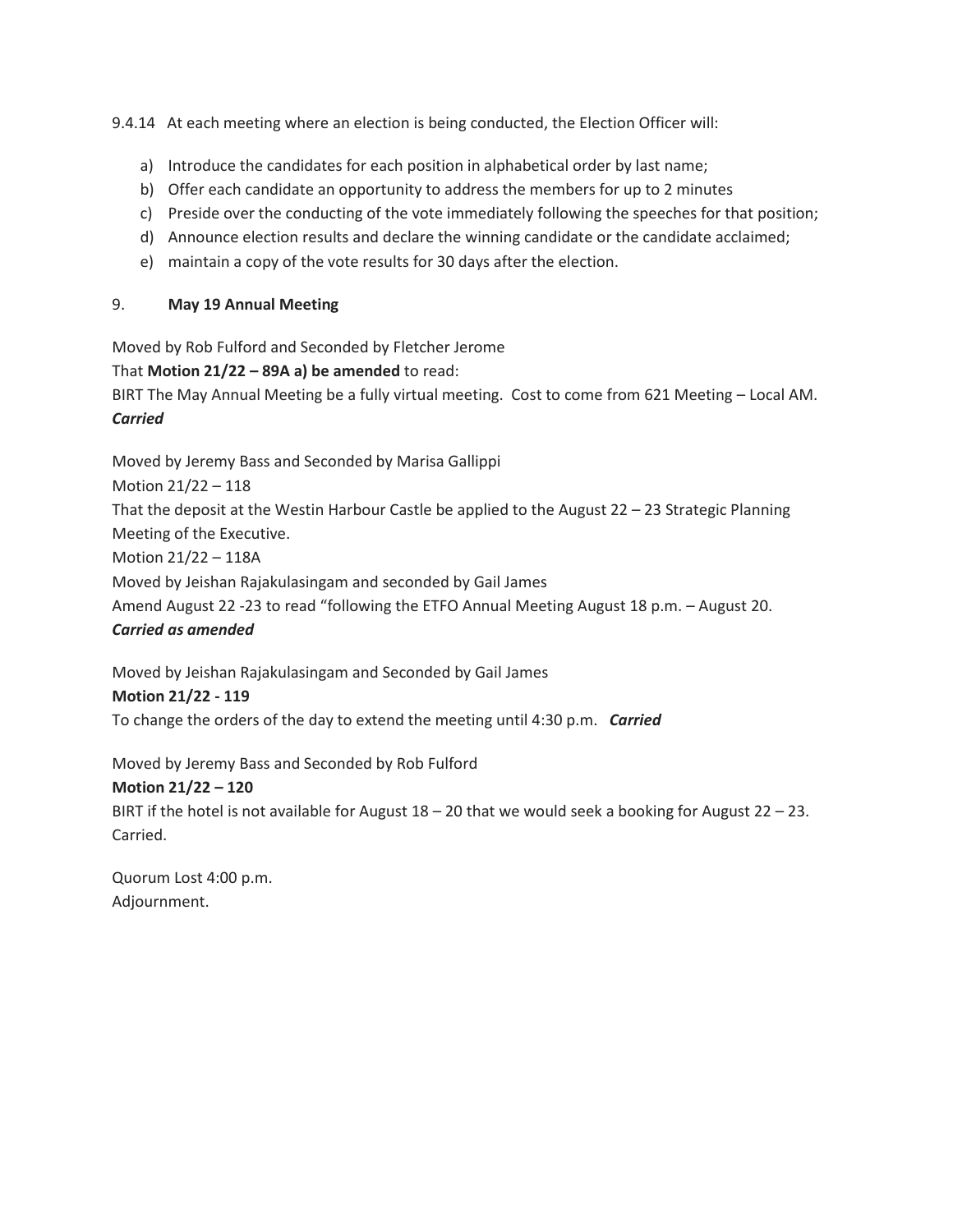9.4.14 At each meeting where an election is being conducted, the Election Officer will:

a) Introduce the candidates for each position in alphabetical order by last name;
b) Offer each candidate an opportunity to address the members for up to 2 minutes
c) Preside over the conducting of the vote immediately following the speeches for that position;
d) Announce election results and declare the winning candidate or the candidate acclaimed;
e) maintain a copy of the vote results for 30 days after the election.

9. **May 19 Annual Meeting**

Moved by Rob Fulford and Seconded by Fletcher Jerome
That **Motion 21/22 – 89A a) be amended** to read:
BIRT The May Annual Meeting be a fully virtual meeting. Cost to come from 621 Meeting – Local AM.
***Carried***

Moved by Jeremy Bass and Seconded by Marisa Gallippi
Motion 21/22 – 118
That the deposit at the Westin Harbour Castle be applied to the August 22 – 23 Strategic Planning Meeting of the Executive.
Motion 21/22 – 118A
Moved by Jeishan Rajakulasingam and seconded by Gail James
Amend August 22 -23 to read "following the ETFO Annual Meeting August 18 p.m. – August 20.
***Carried as amended***

Moved by Jeishan Rajakulasingam and Seconded by Gail James
**Motion 21/22 - 119**
To change the orders of the day to extend the meeting until 4:30 p.m. ***Carried***

Moved by Jeremy Bass and Seconded by Rob Fulford
**Motion 21/22 – 120**
BIRT if the hotel is not available for August 18 – 20 that we would seek a booking for August 22 – 23. Carried.

Quorum Lost 4:00 p.m.
Adjournment.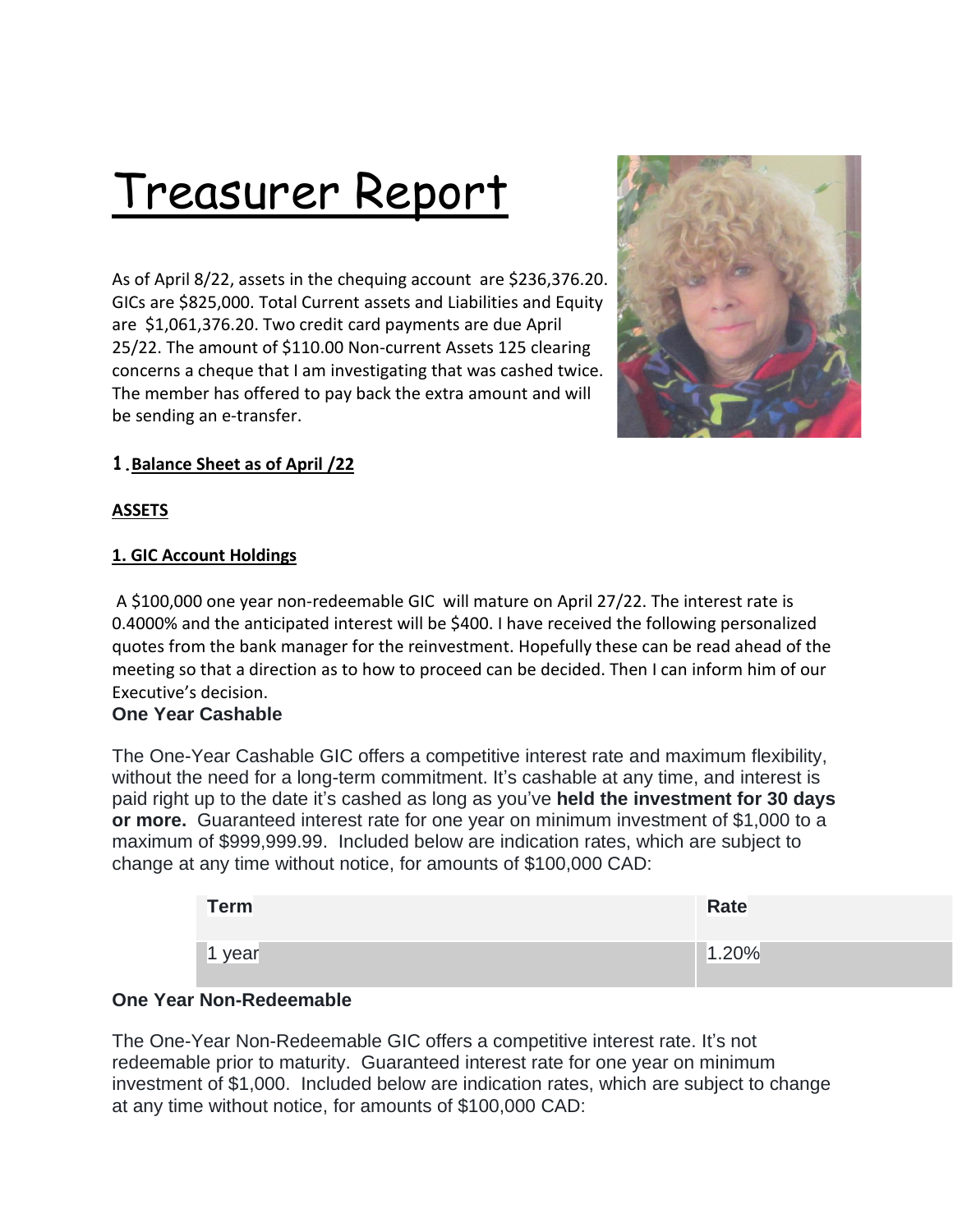# Treasurer Report

As of April 8/22, assets in the chequing account are $236,376.20. GICs are $825,000. Total Current assets and Liabilities and Equity are $1,061,376.20. Two credit card payments are due April 25/22. The amount of $110.00 Non-current Assets 125 clearing concerns a cheque that I am investigating that was cashed twice. The member has offered to pay back the extra amount and will be sending an e-transfer.

## 1. Balance Sheet as of April /22

**ASSETS**

**1. GIC Account Holdings**

A $100,000 one year non-redeemable GIC will mature on April 27/22. The interest rate is 0.4000% and the anticipated interest will be $400. I have received the following personalized quotes from the bank manager for the reinvestment. Hopefully these can be read ahead of the meeting so that a direction as to how to proceed can be decided. Then I can inform him of our Executive's decision.

**One Year Cashable**

The One-Year Cashable GIC offers a competitive interest rate and maximum flexibility, without the need for a long-term commitment. It's cashable at any time, and interest is paid right up to the date it's cashed as long as you've **held the investment for 30 days or more.** Guaranteed interest rate for one year on minimum investment of $1,000 to a maximum of $999,999.99. Included below are indication rates, which are subject to change at any time without notice, for amounts of $100,000 CAD:

| Term | Rate |
|---|---|
| 1 year | 1.20% |

**One Year Non-Redeemable**

The One-Year Non-Redeemable GIC offers a competitive interest rate. It's not redeemable prior to maturity. Guaranteed interest rate for one year on minimum investment of $1,000. Included below are indication rates, which are subject to change at any time without notice, for amounts of $100,000 CAD: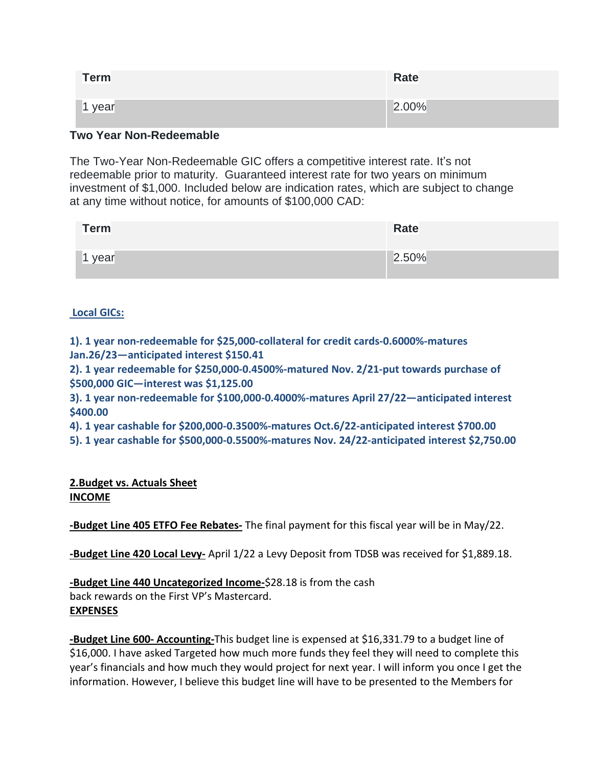| Term | Rate |
|---|---|
| 1 year | 2.00% |

**Two Year Non-Redeemable**

The Two-Year Non-Redeemable GIC offers a competitive interest rate. It's not redeemable prior to maturity. Guaranteed interest rate for two years on minimum investment of $1,000. Included below are indication rates, which are subject to change at any time without notice, for amounts of $100,000 CAD:

| Term | Rate |
|---|---|
| 1 year | 2.50% |

**Local GICs:**

**1). 1 year non-redeemable for $25,000-collateral for credit cards-0.6000%-matures Jan.26/23—anticipated interest $150.41**
**2). 1 year redeemable for $250,000-0.4500%-matured Nov. 2/21-put towards purchase of $500,000 GIC—interest was $1,125.00**
**3). 1 year non-redeemable for $100,000-0.4000%-matures April 27/22—anticipated interest $400.00**
**4). 1 year cashable for $200,000-0.3500%-matures Oct.6/22-anticipated interest $700.00**
**5). 1 year cashable for $500,000-0.5500%-matures Nov. 24/22-anticipated interest $2,750.00**

**2.Budget vs. Actuals Sheet**
**INCOME**

**-Budget Line 405 ETFO Fee Rebates-** The final payment for this fiscal year will be in May/22.

**-Budget Line 420 Local Levy-** April 1/22 a Levy Deposit from TDSB was received for $1,889.18.

**-Budget Line 440 Uncategorized Income-**$28.18 is from the cash back rewards on the First VP's Mastercard.

**EXPENSES**

**-Budget Line 600- Accounting-**This budget line is expensed at $16,331.79 to a budget line of $16,000. I have asked Targeted how much more funds they feel they will need to complete this year's financials and how much they would project for next year. I will inform you once I get the information. However, I believe this budget line will have to be presented to the Members for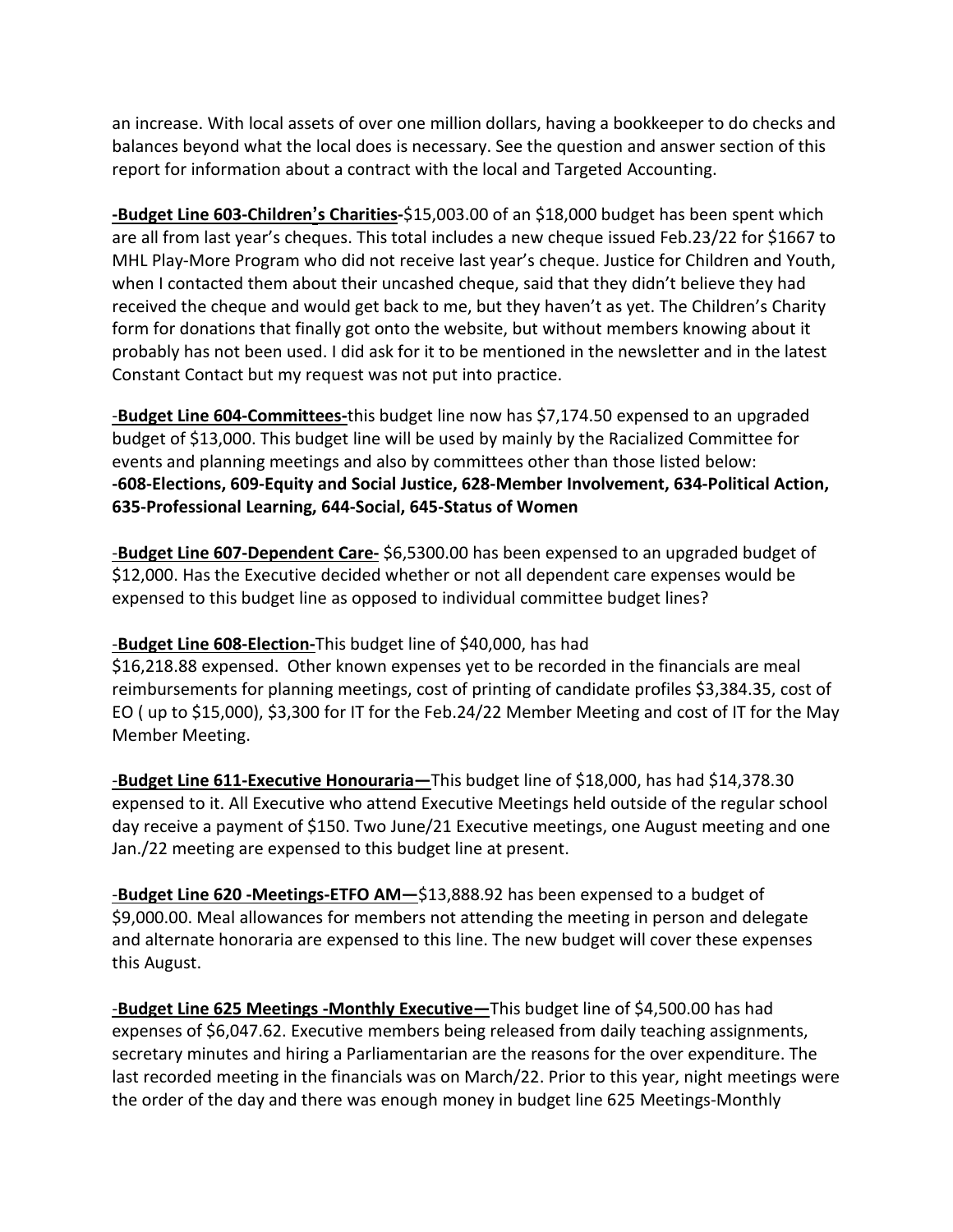an increase. With local assets of over one million dollars, having a bookkeeper to do checks and balances beyond what the local does is necessary. See the question and answer section of this report for information about a contract with the local and Targeted Accounting.

**-<u>Budget Line 603-Children's Charities</u>-**$15,003.00 of an $18,000 budget has been spent which are all from last year's cheques. This total includes a new cheque issued Feb.23/22 for $1667 to MHL Play-More Program who did not receive last year's cheque. Justice for Children and Youth, when I contacted them about their uncashed cheque, said that they didn't believe they had received the cheque and would get back to me, but they haven't as yet. The Children's Charity form for donations that finally got onto the website, but without members knowing about it probably has not been used. I did ask for it to be mentioned in the newsletter and in the latest Constant Contact but my request was not put into practice.

-**<u>Budget Line 604-Committees</u>-**this budget line now has $7,174.50 expensed to an upgraded budget of $13,000. This budget line will be used by mainly by the Racialized Committee for events and planning meetings and also by committees other than those listed below:
**-608-Elections, 609-Equity and Social Justice, 628-Member Involvement, 634-Political Action, 635-Professional Learning, 644-Social, 645-Status of Women**

-**<u>Budget Line 607-Dependent Care</u>-** $6,5300.00 has been expensed to an upgraded budget of $12,000. Has the Executive decided whether or not all dependent care expenses would be expensed to this budget line as opposed to individual committee budget lines?

-**<u>Budget Line 608-Election</u>-**This budget line of $40,000, has had $16,218.88 expensed. Other known expenses yet to be recorded in the financials are meal reimbursements for planning meetings, cost of printing of candidate profiles $3,384.35, cost of EO ( up to $15,000), $3,300 for IT for the Feb.24/22 Member Meeting and cost of IT for the May Member Meeting.

-**<u>Budget Line 611-Executive Honouraria</u>—**This budget line of $18,000, has had $14,378.30 expensed to it. All Executive who attend Executive Meetings held outside of the regular school day receive a payment of $150. Two June/21 Executive meetings, one August meeting and one Jan./22 meeting are expensed to this budget line at present.

-**<u>Budget Line 620 -Meetings-ETFO AM</u>—**$13,888.92 has been expensed to a budget of $9,000.00. Meal allowances for members not attending the meeting in person and delegate and alternate honoraria are expensed to this line. The new budget will cover these expenses this August.

-**<u>Budget Line 625 Meetings -Monthly Executive</u>—**This budget line of $4,500.00 has had expenses of $6,047.62. Executive members being released from daily teaching assignments, secretary minutes and hiring a Parliamentarian are the reasons for the over expenditure. The last recorded meeting in the financials was on March/22. Prior to this year, night meetings were the order of the day and there was enough money in budget line 625 Meetings-Monthly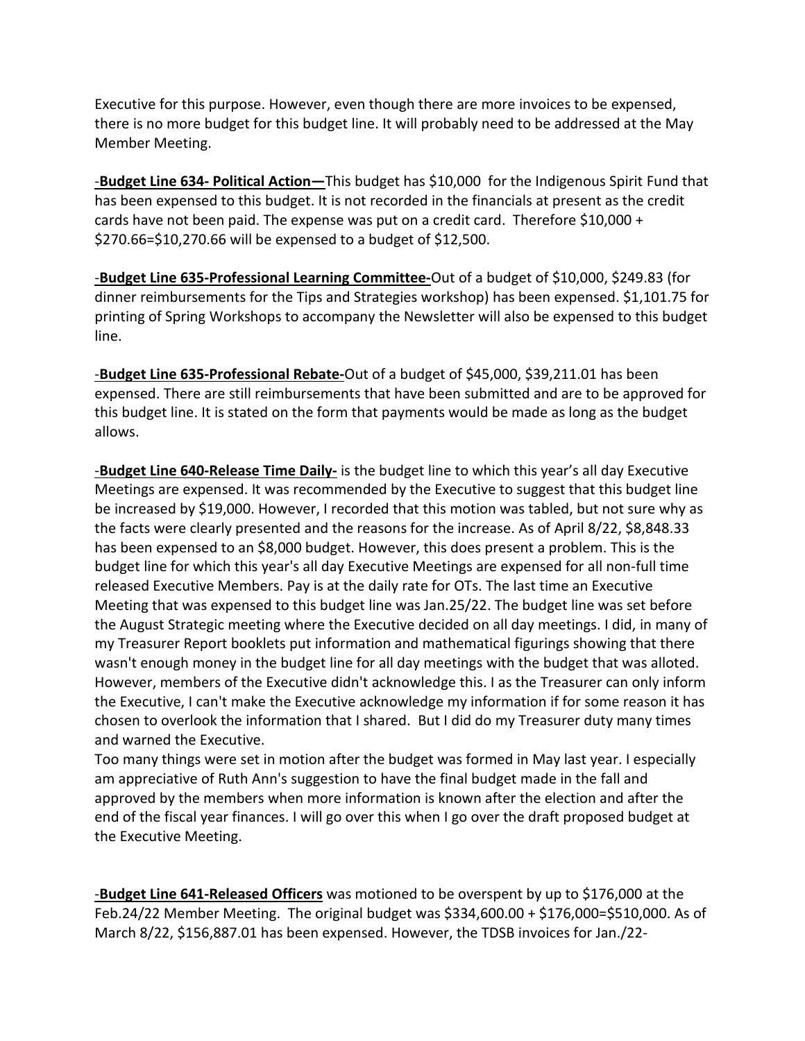Executive for this purpose. However, even though there are more invoices to be expensed, there is no more budget for this budget line. It will probably need to be addressed at the May Member Meeting.

-**Budget Line 634- Political Action—**This budget has $10,000 for the Indigenous Spirit Fund that has been expensed to this budget. It is not recorded in the financials at present as the credit cards have not been paid. The expense was put on a credit card. Therefore $10,000 + $270.66=$10,270.66 will be expensed to a budget of $12,500.

-**Budget Line 635-Professional Learning Committee-**Out of a budget of $10,000, $249.83 (for dinner reimbursements for the Tips and Strategies workshop) has been expensed. $1,101.75 for printing of Spring Workshops to accompany the Newsletter will also be expensed to this budget line.

-**Budget Line 635-Professional Rebate-**Out of a budget of $45,000, $39,211.01 has been expensed. There are still reimbursements that have been submitted and are to be approved for this budget line. It is stated on the form that payments would be made as long as the budget allows.

-**Budget Line 640-Release Time Daily-** is the budget line to which this year's all day Executive Meetings are expensed. It was recommended by the Executive to suggest that this budget line be increased by $19,000. However, I recorded that this motion was tabled, but not sure why as the facts were clearly presented and the reasons for the increase. As of April 8/22, $8,848.33 has been expensed to an $8,000 budget. However, this does present a problem. This is the budget line for which this year's all day Executive Meetings are expensed for all non-full time released Executive Members. Pay is at the daily rate for OTs. The last time an Executive Meeting that was expensed to this budget line was Jan.25/22. The budget line was set before the August Strategic meeting where the Executive decided on all day meetings. I did, in many of my Treasurer Report booklets put information and mathematical figurings showing that there wasn't enough money in the budget line for all day meetings with the budget that was alloted. However, members of the Executive didn't acknowledge this. I as the Treasurer can only inform the Executive, I can't make the Executive acknowledge my information if for some reason it has chosen to overlook the information that I shared. But I did do my Treasurer duty many times and warned the Executive.
Too many things were set in motion after the budget was formed in May last year. I especially am appreciative of Ruth Ann's suggestion to have the final budget made in the fall and approved by the members when more information is known after the election and after the end of the fiscal year finances. I will go over this when I go over the draft proposed budget at the Executive Meeting.

-**Budget Line 641-Released Officers** was motioned to be overspent by up to $176,000 at the Feb.24/22 Member Meeting. The original budget was $334,600.00 + $176,000=$510,000. As of March 8/22, $156,887.01 has been expensed. However, the TDSB invoices for Jan./22-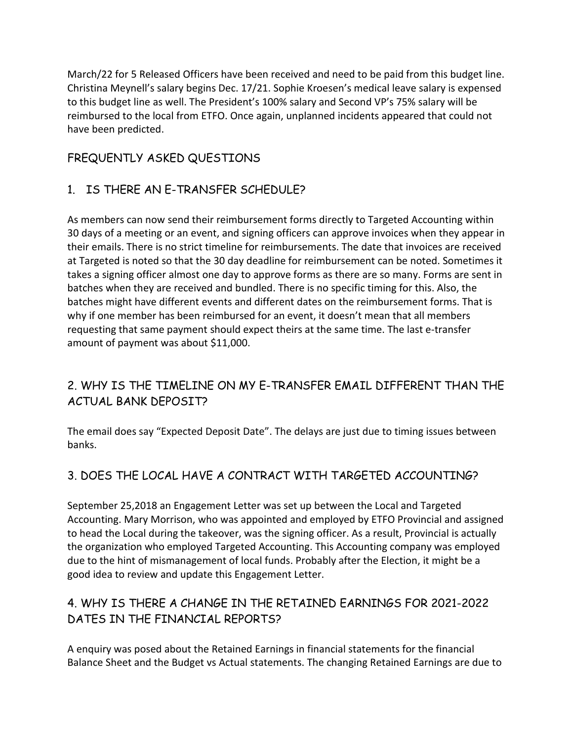March/22 for 5 Released Officers have been received and need to be paid from this budget line. Christina Meynell's salary begins Dec. 17/21. Sophie Kroesen's medical leave salary is expensed to this budget line as well. The President's 100% salary and Second VP's 75% salary will be reimbursed to the local from ETFO. Once again, unplanned incidents appeared that could not have been predicted.

## FREQUENTLY ASKED QUESTIONS

### 1. IS THERE AN E-TRANSFER SCHEDULE?

As members can now send their reimbursement forms directly to Targeted Accounting within 30 days of a meeting or an event, and signing officers can approve invoices when they appear in their emails. There is no strict timeline for reimbursements. The date that invoices are received at Targeted is noted so that the 30 day deadline for reimbursement can be noted. Sometimes it takes a signing officer almost one day to approve forms as there are so many. Forms are sent in batches when they are received and bundled. There is no specific timing for this. Also, the batches might have different events and different dates on the reimbursement forms. That is why if one member has been reimbursed for an event, it doesn't mean that all members requesting that same payment should expect theirs at the same time. The last e-transfer amount of payment was about $11,000.

### 2. WHY IS THE TIMELINE ON MY E-TRANSFER EMAIL DIFFERENT THAN THE ACTUAL BANK DEPOSIT?

The email does say "Expected Deposit Date". The delays are just due to timing issues between banks.

### 3. DOES THE LOCAL HAVE A CONTRACT WITH TARGETED ACCOUNTING?

September 25,2018 an Engagement Letter was set up between the Local and Targeted Accounting. Mary Morrison, who was appointed and employed by ETFO Provincial and assigned to head the Local during the takeover, was the signing officer. As a result, Provincial is actually the organization who employed Targeted Accounting. This Accounting company was employed due to the hint of mismanagement of local funds. Probably after the Election, it might be a good idea to review and update this Engagement Letter.

### 4. WHY IS THERE A CHANGE IN THE RETAINED EARNINGS FOR 2021-2022 DATES IN THE FINANCIAL REPORTS?

A enquiry was posed about the Retained Earnings in financial statements for the financial Balance Sheet and the Budget vs Actual statements. The changing Retained Earnings are due to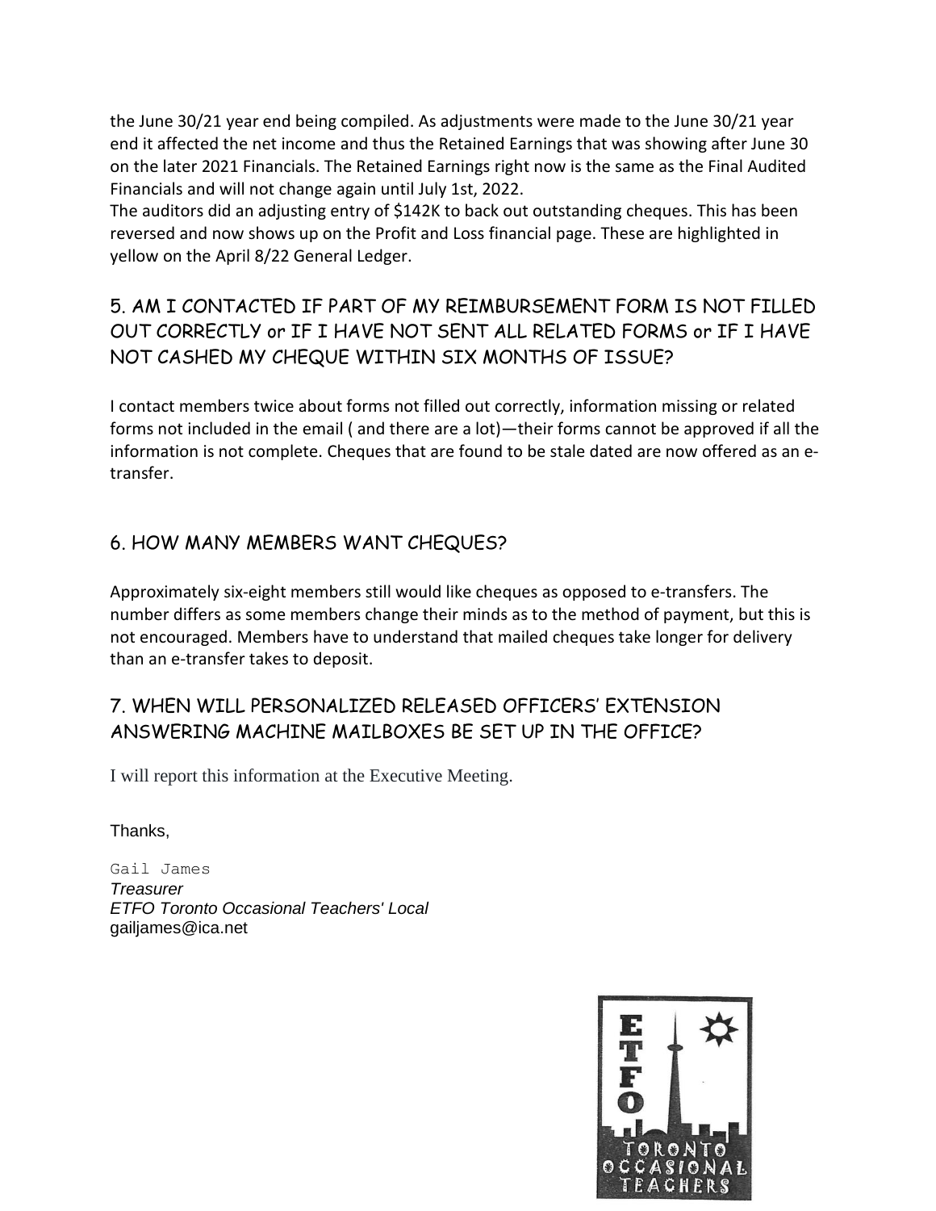the June 30/21 year end being compiled. As adjustments were made to the June 30/21 year end it affected the net income and thus the Retained Earnings that was showing after June 30 on the later 2021 Financials. The Retained Earnings right now is the same as the Final Audited Financials and will not change again until July 1st, 2022.

The auditors did an adjusting entry of $142K to back out outstanding cheques. This has been reversed and now shows up on the Profit and Loss financial page. These are highlighted in yellow on the April 8/22 General Ledger.

## 5. AM I CONTACTED IF PART OF MY REIMBURSEMENT FORM IS NOT FILLED OUT CORRECTLY or IF I HAVE NOT SENT ALL RELATED FORMS or IF I HAVE NOT CASHED MY CHEQUE WITHIN SIX MONTHS OF ISSUE?

I contact members twice about forms not filled out correctly, information missing or related forms not included in the email ( and there are a lot)—their forms cannot be approved if all the information is not complete. Cheques that are found to be stale dated are now offered as an e-transfer.

## 6. HOW MANY MEMBERS WANT CHEQUES?

Approximately six-eight members still would like cheques as opposed to e-transfers. The number differs as some members change their minds as to the method of payment, but this is not encouraged. Members have to understand that mailed cheques take longer for delivery than an e-transfer takes to deposit.

## 7. WHEN WILL PERSONALIZED RELEASED OFFICERS' EXTENSION ANSWERING MACHINE MAILBOXES BE SET UP IN THE OFFICE?

I will report this information at the Executive Meeting.

Thanks,

Gail James
*Treasurer*
*ETFO Toronto Occasional Teachers' Local*
gailjames@ica.net

ETFO
TORONTO OCCASIONAL TEACHERS